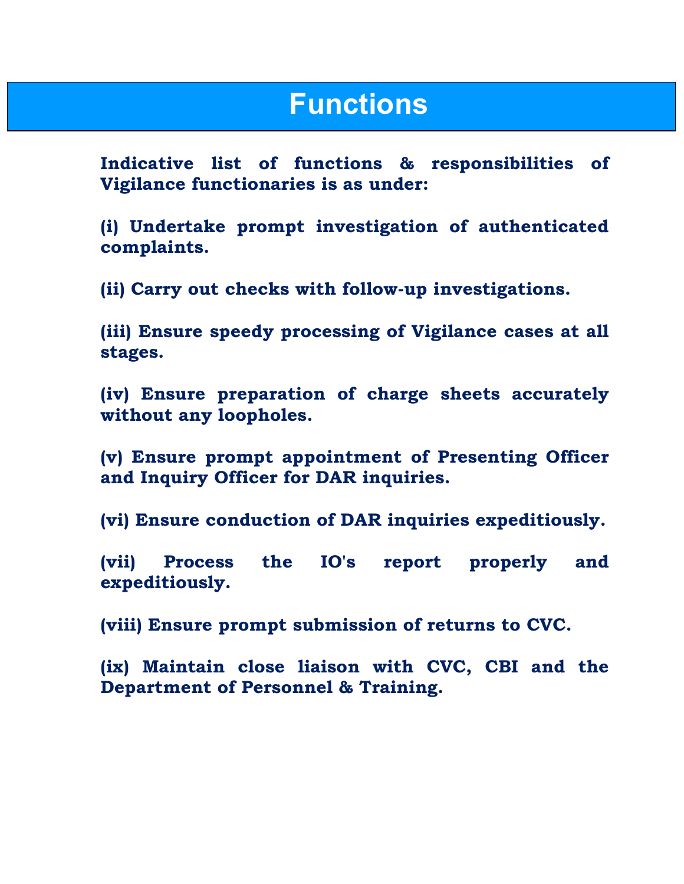# Functions

**Indicative list of functions & responsibilities of Vigilance functionaries is as under:**

**(i) Undertake prompt investigation of authenticated complaints.**

**(ii) Carry out checks with follow-up investigations.**

**(iii) Ensure speedy processing of Vigilance cases at all stages.**

**(iv) Ensure preparation of charge sheets accurately without any loopholes.**

**(v) Ensure prompt appointment of Presenting Officer and Inquiry Officer for DAR inquiries.**

**(vi) Ensure conduction of DAR inquiries expeditiously.**

**(vii) Process the IO's report properly and expeditiously.**

**(viii) Ensure prompt submission of returns to CVC.**

**(ix) Maintain close liaison with CVC, CBI and the Department of Personnel & Training.**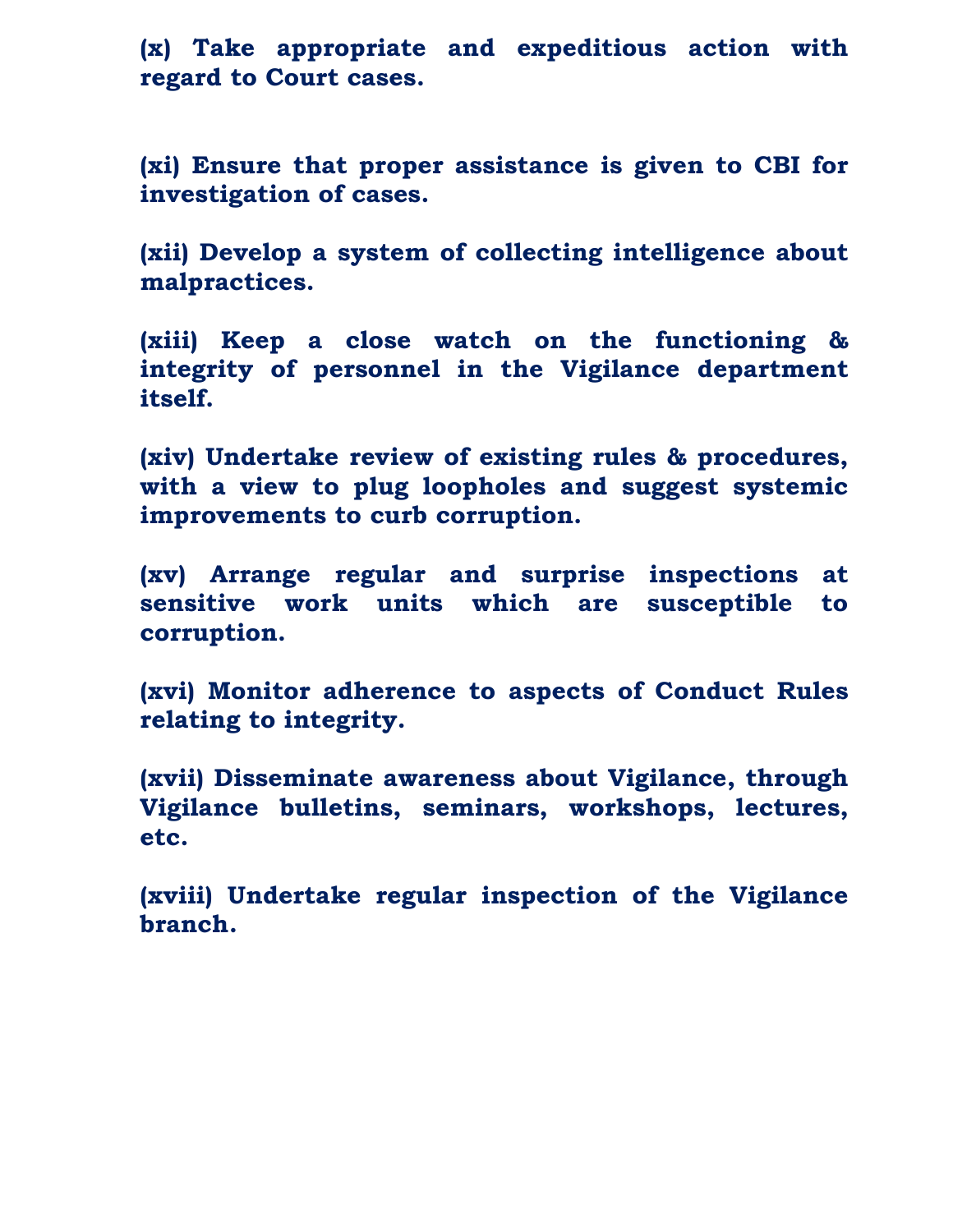**(x) Take appropriate and expeditious action with regard to Court cases.**

**(xi) Ensure that proper assistance is given to CBI for investigation of cases.**

**(xii) Develop a system of collecting intelligence about malpractices.**

**(xiii) Keep a close watch on the functioning & integrity of personnel in the Vigilance department itself.**

**(xiv) Undertake review of existing rules & procedures, with a view to plug loopholes and suggest systemic improvements to curb corruption.**

**(xv) Arrange regular and surprise inspections at sensitive work units which are susceptible to corruption.**

**(xvi) Monitor adherence to aspects of Conduct Rules relating to integrity.**

**(xvii) Disseminate awareness about Vigilance, through Vigilance bulletins, seminars, workshops, lectures, etc.**

**(xviii) Undertake regular inspection of the Vigilance branch.**